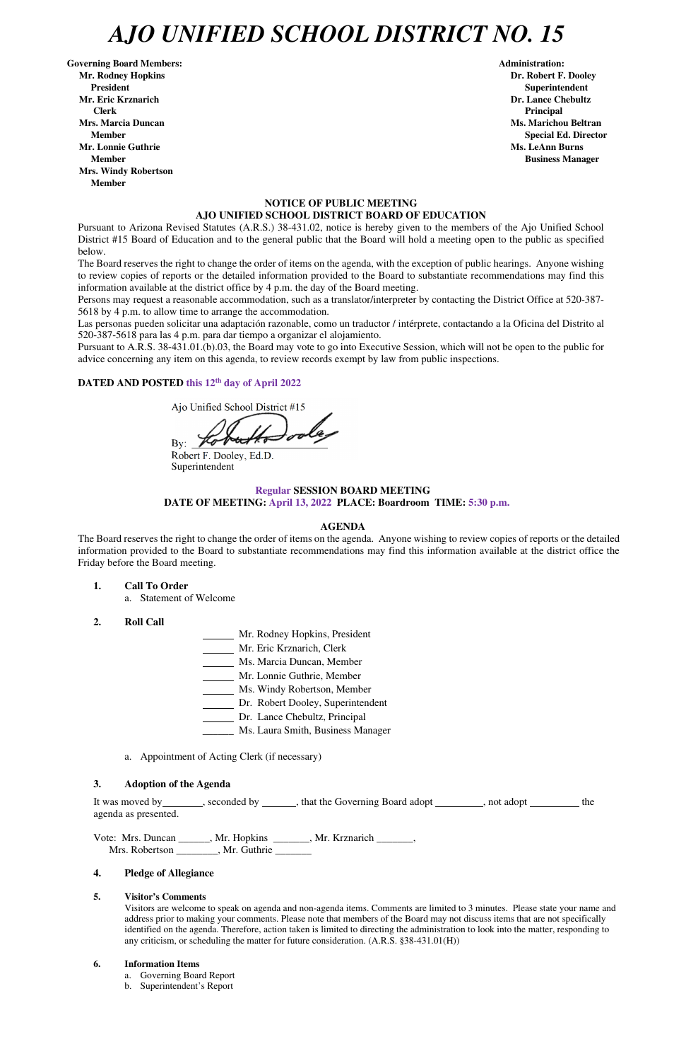# AJO UNIFIED SCHOOL DISTRICT NO. 15

**Governing Board Members:**
**Mr. Rodney Hopkins**
**President**
**Mr. Eric Krznarich**
**Clerk**
**Mrs. Marcia Duncan**
**Member**
**Mr. Lonnie Guthrie**
**Member**
**Mrs. Windy Robertson**
**Member**

**Administration:**
**Dr. Robert F. Dooley**
**Superintendent**
**Dr. Lance Chebultz**
**Principal**
**Ms. Marichou Beltran**
**Special Ed. Director**
**Ms. LeAnn Burns**
**Business Manager**

**NOTICE OF PUBLIC MEETING**
**AJO UNIFIED SCHOOL DISTRICT BOARD OF EDUCATION**

Pursuant to Arizona Revised Statutes (A.R.S.) 38-431.02, notice is hereby given to the members of the Ajo Unified School District #15 Board of Education and to the general public that the Board will hold a meeting open to the public as specified below.

The Board reserves the right to change the order of items on the agenda, with the exception of public hearings. Anyone wishing to review copies of reports or the detailed information provided to the Board to substantiate recommendations may find this information available at the district office by 4 p.m. the day of the Board meeting.

Persons may request a reasonable accommodation, such as a translator/interpreter by contacting the District Office at 520-387-5618 by 4 p.m. to allow time to arrange the accommodation.

Las personas pueden solicitar una adaptación razonable, como un traductor / intérprete, contactando a la Oficina del Distrito al 520-387-5618 para las 4 p.m. para dar tiempo a organizar el alojamiento.

Pursuant to A.R.S. 38-431.01.(b).03, the Board may vote to go into Executive Session, which will not be open to the public for advice concerning any item on this agenda, to review records exempt by law from public inspections.

**DATED AND POSTED** this 12th day of April 2022

Ajo Unified School District #15

By: ____________________
Robert F. Dooley, Ed.D.
Superintendent

**Regular SESSION BOARD MEETING**
**DATE OF MEETING: April 13, 2022 PLACE: Boardroom TIME: 5:30 p.m.**

**AGENDA**

The Board reserves the right to change the order of items on the agenda. Anyone wishing to review copies of reports or the detailed information provided to the Board to substantiate recommendations may find this information available at the district office the Friday before the Board meeting.

1. **Call To Order**
   a. Statement of Welcome

2. **Roll Call**

   ______ Mr. Rodney Hopkins, President
   ______ Mr. Eric Krznarich, Clerk
   ______ Ms. Marcia Duncan, Member
   ______ Mr. Lonnie Guthrie, Member
   ______ Ms. Windy Robertson, Member
   ______ Dr. Robert Dooley, Superintendent
   ______ Dr. Lance Chebultz, Principal
   ______ Ms. Laura Smith, Business Manager

   a. Appointment of Acting Clerk (if necessary)

3. **Adoption of the Agenda**

It was moved by________, seconded by _______, that the Governing Board adopt __________, not adopt __________ the agenda as presented.

Vote: Mrs. Duncan ______, Mr. Hopkins _______, Mr. Krznarich _______,
Mrs. Robertson ________, Mr. Guthrie _______

4. **Pledge of Allegiance**

5. **Visitor's Comments**
   Visitors are welcome to speak on agenda and non-agenda items. Comments are limited to 3 minutes. Please state your name and address prior to making your comments. Please note that members of the Board may not discuss items that are not specifically identified on the agenda. Therefore, action taken is limited to directing the administration to look into the matter, responding to any criticism, or scheduling the matter for future consideration. (A.R.S. §38-431.01(H))

6. **Information Items**
   a. Governing Board Report
   b. Superintendent's Report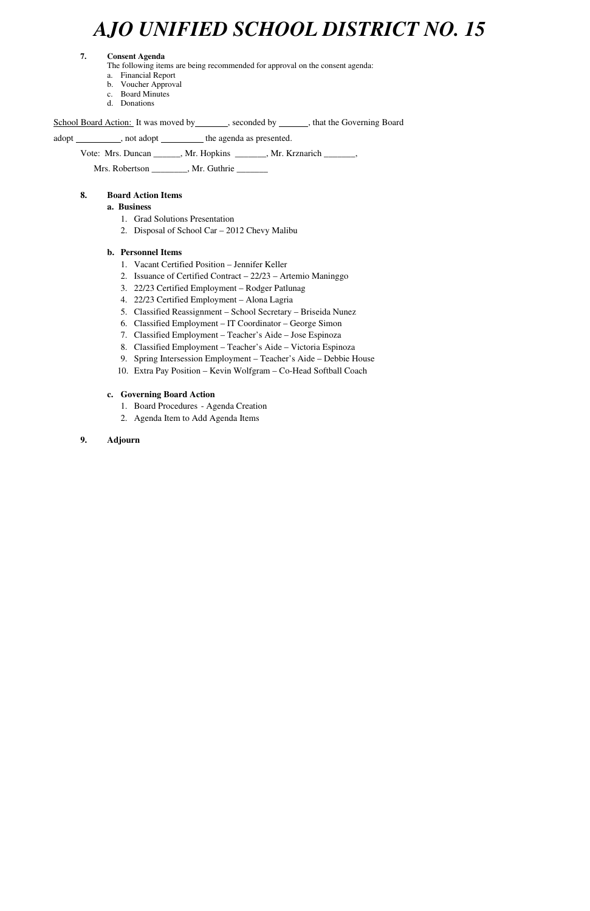// AJO UNIFIED SCHOOL DISTRICT NO. 15

7. **Consent Agenda**
   The following items are being recommended for approval on the consent agenda:
   a. Financial Report
   b. Voucher Approval
   c. Board Minutes
   d. Donations

School Board Action: It was moved by_______, seconded by _______, that the Governing Board adopt __________, not adopt _________ the agenda as presented.

Vote: Mrs. Duncan ______, Mr. Hopkins _______, Mr. Krznarich _______,
Mrs. Robertson ________, Mr. Guthrie _______

8. **Board Action Items**

   **a. Business**
   1. Grad Solutions Presentation
   2. Disposal of School Car – 2012 Chevy Malibu

   **b. Personnel Items**
   1. Vacant Certified Position – Jennifer Keller
   2. Issuance of Certified Contract – 22/23 – Artemio Maninggo
   3. 22/23 Certified Employment – Rodger Patlunag
   4. 22/23 Certified Employment – Alona Lagria
   5. Classified Reassignment – School Secretary – Briseida Nunez
   6. Classified Employment – IT Coordinator – George Simon
   7. Classified Employment – Teacher's Aide – Jose Espinoza
   8. Classified Employment – Teacher's Aide – Victoria Espinoza
   9. Spring Intersession Employment – Teacher's Aide – Debbie House
   10. Extra Pay Position – Kevin Wolfgram – Co-Head Softball Coach

   **c. Governing Board Action**
   1. Board Procedures - Agenda Creation
   2. Agenda Item to Add Agenda Items

9. **Adjourn**